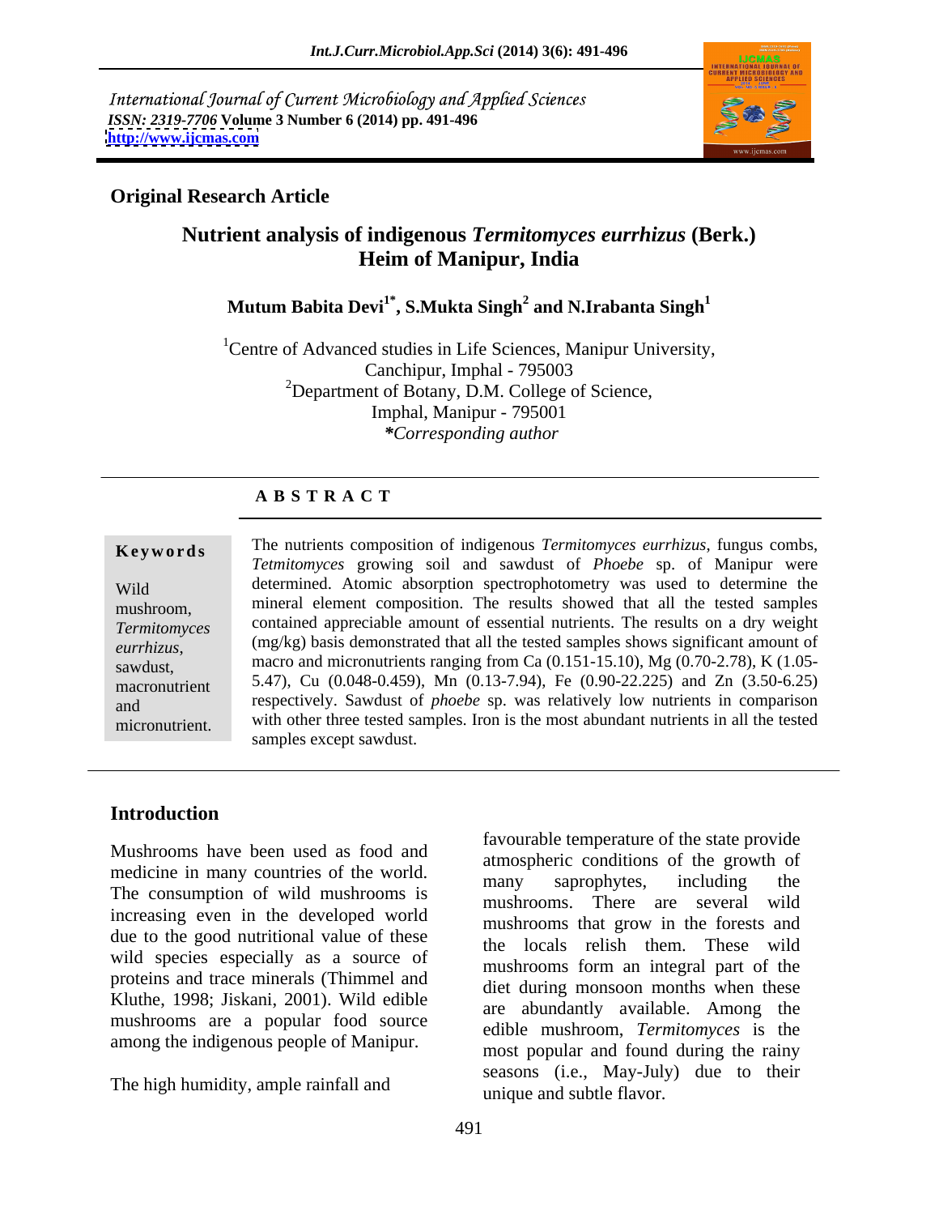International Journal of Current Microbiology and Applied Sciences
*ISSN: 2319-7706* **Volume 3 Number 6 (2014) pp. 491-496**
**http://www.ijcmas.com**

**Original Research Article**

# Nutrient analysis of indigenous *Termitomyces eurrhizus* (Berk.) Heim of Manipur, India

**Mutum Babita Devi[1*], S.Mukta Singh[2] and N.Irabanta Singh[1]**

[1]Centre of Advanced studies in Life Sciences, Manipur University, Canchipur, Imphal - 795003
[2]Department of Botany, D.M. College of Science, Imphal, Manipur - 795001
*\*Corresponding author*

## A B S T R A C T

**Keywords**

Wild mushroom, *Termitomyces eurrhizus*, sawdust, macronutrient and micronutrient.

The nutrients composition of indigenous *Termitomyces eurrhizus*, fungus combs, *Tetmitomyces* growing soil and sawdust of *Phoebe* sp. of Manipur were determined. Atomic absorption spectrophotometry was used to determine the mineral element composition. The results showed that all the tested samples contained appreciable amount of essential nutrients. The results on a dry weight (mg/kg) basis demonstrated that all the tested samples shows significant amount of macro and micronutrients ranging from Ca (0.151-15.10), Mg (0.70-2.78), K (1.05-5.47), Cu (0.048-0.459), Mn (0.13-7.94), Fe (0.90-22.225) and Zn (3.50-6.25) respectively. Sawdust of *phoebe* sp. was relatively low nutrients in comparison with other three tested samples. Iron is the most abundant nutrients in all the tested samples except sawdust.

## Introduction

Mushrooms have been used as food and medicine in many countries of the world. The consumption of wild mushrooms is increasing even in the developed world due to the good nutritional value of these wild species especially as a source of proteins and trace minerals (Thimmel and Kluthe, 1998; Jiskani, 2001). Wild edible mushrooms are a popular food source among the indigenous people of Manipur.

The high humidity, ample rainfall and favourable temperature of the state provide atmospheric conditions of the growth of many saprophytes, including the mushrooms. There are several wild mushrooms that grow in the forests and the locals relish them. These wild mushrooms form an integral part of the diet during monsoon months when these are abundantly available. Among the edible mushroom, *Termitomyces* is the most popular and found during the rainy seasons (i.e., May-July) due to their unique and subtle flavor.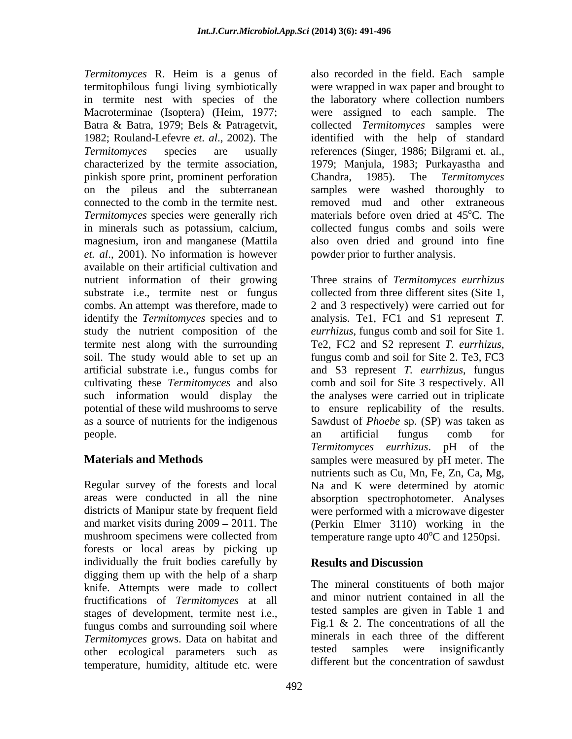*Termitomyces* R. Heim is a genus of termitophilous fungi living symbiotically in termite nest with species of the Macroterminae (Isoptera) (Heim, 1977; Batra & Batra, 1979; Bels & Patragetvit, 1982; Rouland-Lefevre *et. al*., 2002). The *Termitomyces* species are usually characterized by the termite association, pinkish spore print, prominent perforation on the pileus and the subterranean connected to the comb in the termite nest. *Termitomyces* species were generally rich in minerals such as potassium, calcium, magnesium, iron and manganese (Mattila *et. al*., 2001). No information is however available on their artificial cultivation and nutrient information of their growing substrate i.e., termite nest or fungus combs. An attempt was therefore, made to identify the *Termitomyces* species and to study the nutrient composition of the termite nest along with the surrounding soil. The study would able to set up an artificial substrate i.e., fungus combs for cultivating these *Termitomyces* and also such information would display the potential of these wild mushrooms to serve as a source of nutrients for the indigenous people.

## Materials and Methods

Regular survey of the forests and local areas were conducted in all the nine districts of Manipur state by frequent field and market visits during 2009 – 2011. The mushroom specimens were collected from forests or local areas by picking up individually the fruit bodies carefully by digging them up with the help of a sharp knife. Attempts were made to collect fructifications of *Termitomyces* at all stages of development, termite nest i.e., fungus combs and surrounding soil where *Termitomyces* grows. Data on habitat and other ecological parameters such as temperature, humidity, altitude etc. were also recorded in the field. Each sample were wrapped in wax paper and brought to the laboratory where collection numbers were assigned to each sample. The collected *Termitomyces* samples were identified with the help of standard references (Singer, 1986; Bilgrami et. al., 1979; Manjula, 1983; Purkayastha and Chandra, 1985). The *Termitomyces* samples were washed thoroughly to removed mud and other extraneous materials before oven dried at 45$^{o}$C. The collected fungus combs and soils were also oven dried and ground into fine powder prior to further analysis.

Three strains of *Termitomyces eurrhizus* collected from three different sites (Site 1, 2 and 3 respectively) were carried out for analysis. Te1, FC1 and S1 represent *T. eurrhizus*, fungus comb and soil for Site 1. Te2, FC2 and S2 represent *T. eurrhizus*, fungus comb and soil for Site 2. Te3, FC3 and S3 represent *T. eurrhizus*, fungus comb and soil for Site 3 respectively. All the analyses were carried out in triplicate to ensure replicability of the results. Sawdust of *Phoebe* sp. (SP) was taken as an artificial fungus comb for *Termitomyces eurrhizus*. pH of the samples were measured by pH meter. The nutrients such as Cu, Mn, Fe, Zn, Ca, Mg, Na and K were determined by atomic absorption spectrophotometer. Analyses were performed with a microwave digester (Perkin Elmer 3110) working in the temperature range upto 40$^{o}$C and 1250psi.

## Results and Discussion

The mineral constituents of both major and minor nutrient contained in all the tested samples are given in Table 1 and Fig.1 & 2. The concentrations of all the minerals in each three of the different tested samples were insignificantly different but the concentration of sawdust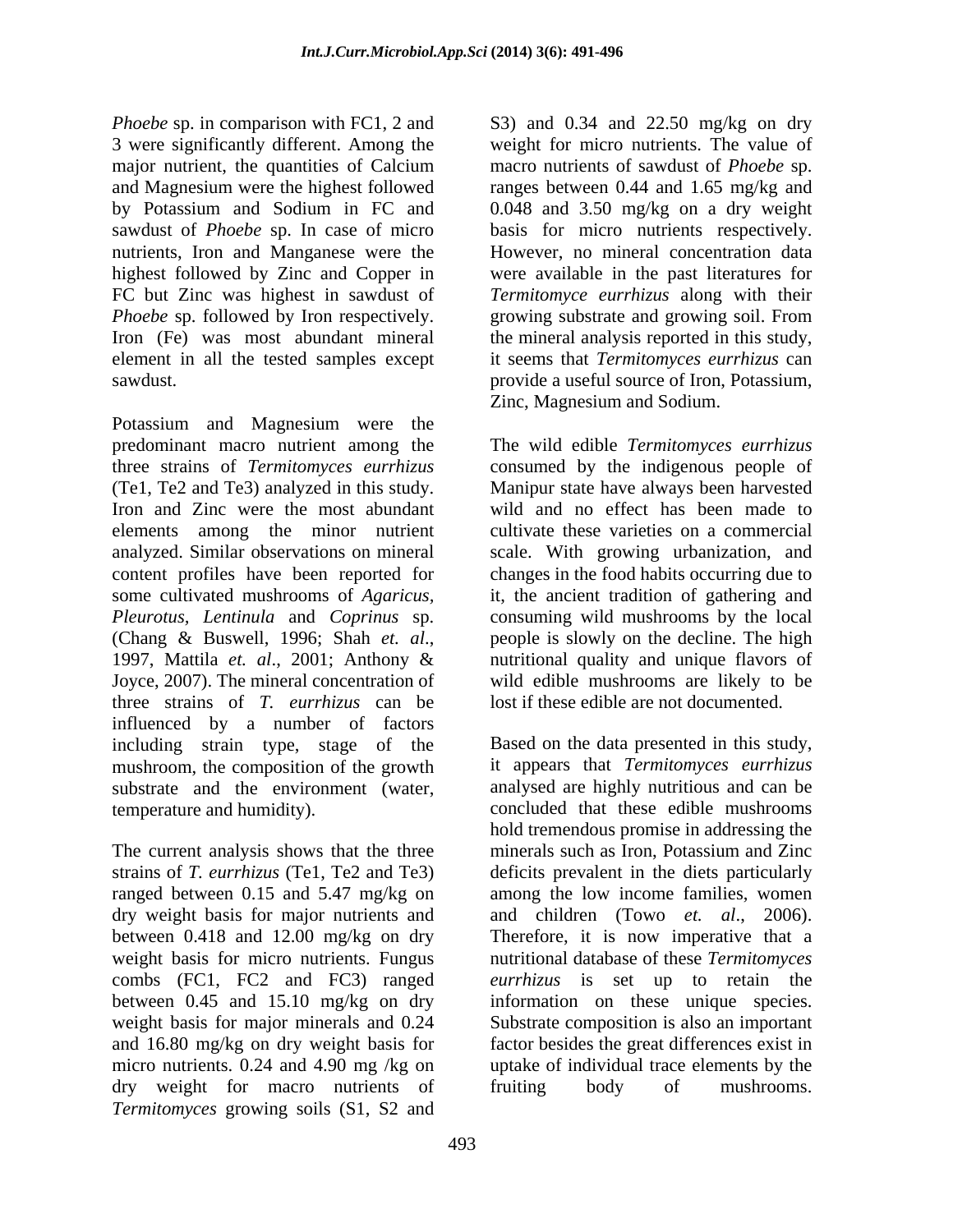*Phoebe* sp. in comparison with FC1, 2 and 3 were significantly different. Among the major nutrient, the quantities of Calcium and Magnesium were the highest followed by Potassium and Sodium in FC and sawdust of *Phoebe* sp. In case of micro nutrients, Iron and Manganese were the highest followed by Zinc and Copper in FC but Zinc was highest in sawdust of *Phoebe* sp. followed by Iron respectively. Iron (Fe) was most abundant mineral element in all the tested samples except sawdust.

Potassium and Magnesium were the predominant macro nutrient among the three strains of *Termitomyces eurrhizus* (Te1, Te2 and Te3) analyzed in this study. Iron and Zinc were the most abundant elements among the minor nutrient analyzed. Similar observations on mineral content profiles have been reported for some cultivated mushrooms of *Agaricus, Pleurotus, Lentinula* and *Coprinus* sp. (Chang & Buswell, 1996; Shah *et. al*., 1997, Mattila *et. al*., 2001; Anthony & Joyce, 2007). The mineral concentration of three strains of *T. eurrhizus* can be influenced by a number of factors including strain type, stage of the mushroom, the composition of the growth substrate and the environment (water, temperature and humidity).

The current analysis shows that the three strains of *T. eurrhizus* (Te1, Te2 and Te3) ranged between 0.15 and 5.47 mg/kg on dry weight basis for major nutrients and between 0.418 and 12.00 mg/kg on dry weight basis for micro nutrients. Fungus combs (FC1, FC2 and FC3) ranged between 0.45 and 15.10 mg/kg on dry weight basis for major minerals and 0.24 and 16.80 mg/kg on dry weight basis for micro nutrients. 0.24 and 4.90 mg /kg on dry weight for macro nutrients of *Termitomyces* growing soils (S1, S2 and S3) and 0.34 and 22.50 mg/kg on dry weight for micro nutrients. The value of macro nutrients of sawdust of *Phoebe* sp. ranges between 0.44 and 1.65 mg/kg and 0.048 and 3.50 mg/kg on a dry weight basis for micro nutrients respectively. However, no mineral concentration data were available in the past literatures for *Termitomyce eurrhizus* along with their growing substrate and growing soil. From the mineral analysis reported in this study, it seems that *Termitomyces eurrhizus* can provide a useful source of Iron, Potassium, Zinc, Magnesium and Sodium.

The wild edible *Termitomyces eurrhizus* consumed by the indigenous people of Manipur state have always been harvested wild and no effect has been made to cultivate these varieties on a commercial scale. With growing urbanization, and changes in the food habits occurring due to it, the ancient tradition of gathering and consuming wild mushrooms by the local people is slowly on the decline. The high nutritional quality and unique flavors of wild edible mushrooms are likely to be lost if these edible are not documented.

Based on the data presented in this study, it appears that *Termitomyces eurrhizus* analysed are highly nutritious and can be concluded that these edible mushrooms hold tremendous promise in addressing the minerals such as Iron, Potassium and Zinc deficits prevalent in the diets particularly among the low income families, women and children (Towo *et. al*., 2006). Therefore, it is now imperative that a nutritional database of these *Termitomyces eurrhizus* is set up to retain the information on these unique species. Substrate composition is also an important factor besides the great differences exist in uptake of individual trace elements by the fruiting body of mushrooms.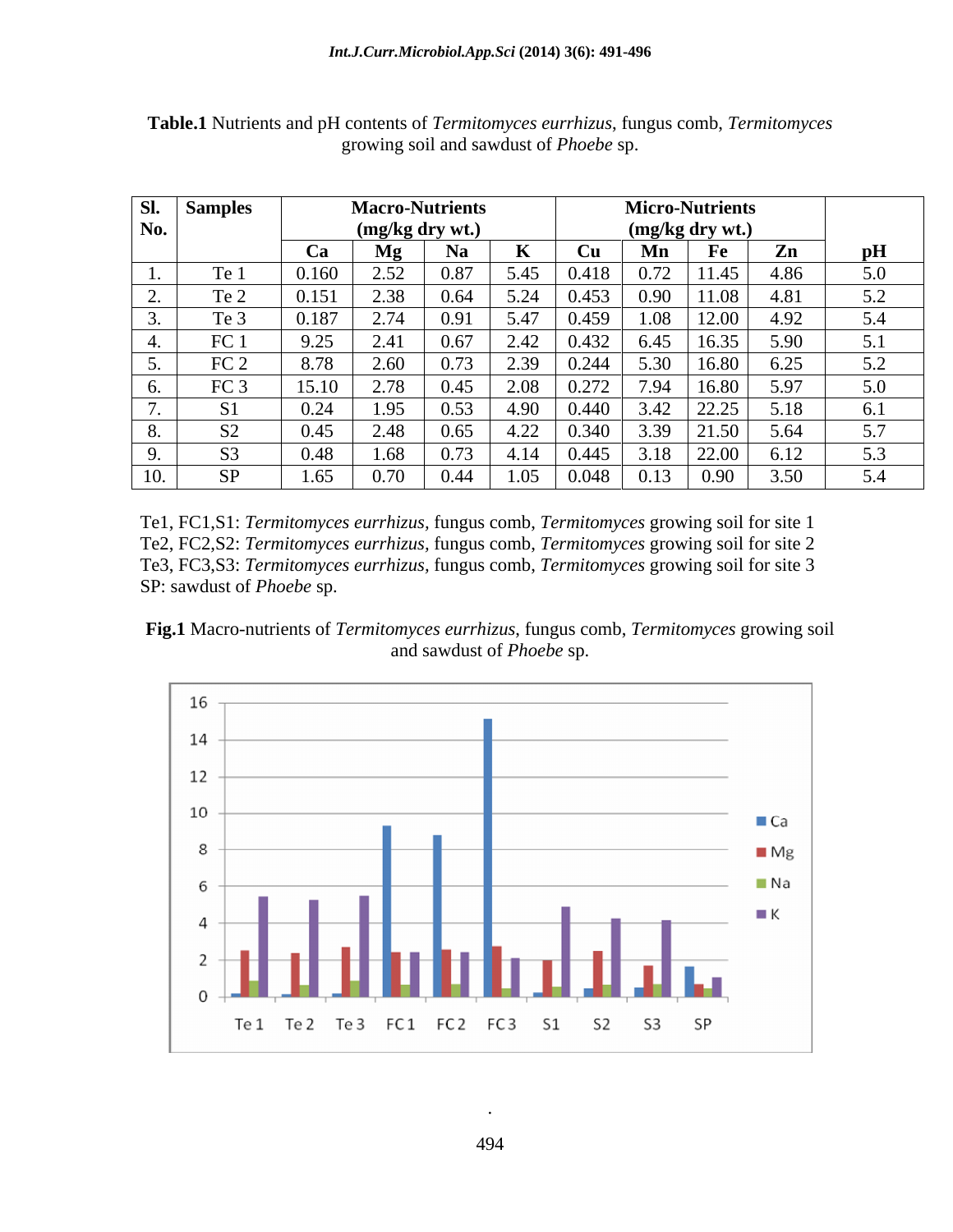**Table.1** Nutrients and pH contents of *Termitomyces eurrhizus*, fungus comb, *Termitomyces* growing soil and sawdust of *Phoebe* sp.

| Sl. No. | Samples | Macro-Nutrients (mg/kg dry wt.) | | | | Micro-Nutrients (mg/kg dry wt.) | | | | pH |
|---|---|---|---|---|---|---|---|---|---|---|
| | | Ca | Mg | Na | K | Cu | Mn | Fe | Zn | |
| 1. | Te 1 | 0.160 | 2.52 | 0.87 | 5.45 | 0.418 | 0.72 | 11.45 | 4.86 | 5.0 |
| 2. | Te 2 | 0.151 | 2.38 | 0.64 | 5.24 | 0.453 | 0.90 | 11.08 | 4.81 | 5.2 |
| 3. | Te 3 | 0.187 | 2.74 | 0.91 | 5.47 | 0.459 | 1.08 | 12.00 | 4.92 | 5.4 |
| 4. | FC 1 | 9.25 | 2.41 | 0.67 | 2.42 | 0.432 | 6.45 | 16.35 | 5.90 | 5.1 |
| 5. | FC 2 | 8.78 | 2.60 | 0.73 | 2.39 | 0.244 | 5.30 | 16.80 | 6.25 | 5.2 |
| 6. | FC 3 | 15.10 | 2.78 | 0.45 | 2.08 | 0.272 | 7.94 | 16.80 | 5.97 | 5.0 |
| 7. | S1 | 0.24 | 1.95 | 0.53 | 4.90 | 0.440 | 3.42 | 22.25 | 5.18 | 6.1 |
| 8. | S2 | 0.45 | 2.48 | 0.65 | 4.22 | 0.340 | 3.39 | 21.50 | 5.64 | 5.7 |
| 9. | S3 | 0.48 | 1.68 | 0.73 | 4.14 | 0.445 | 3.18 | 22.00 | 6.12 | 5.3 |
| 10. | SP | 1.65 | 0.70 | 0.44 | 1.05 | 0.048 | 0.13 | 0.90 | 3.50 | 5.4 |

Te1, FC1,S1: *Termitomyces eurrhizus*, fungus comb, *Termitomyces* growing soil for site 1
Te2, FC2,S2: *Termitomyces eurrhizus*, fungus comb, *Termitomyces* growing soil for site 2
Te3, FC3,S3: *Termitomyces eurrhizus*, fungus comb, *Termitomyces* growing soil for site 3
SP: sawdust of *Phoebe* sp.

**Fig.1** Macro-nutrients of *Termitomyces eurrhizus*, fungus comb, *Termitomyces* growing soil and sawdust of *Phoebe* sp.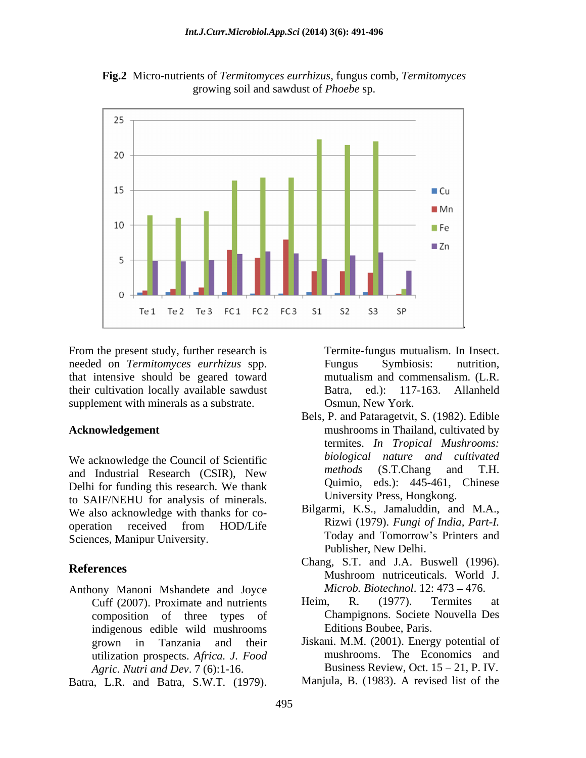**Fig.2** Micro-nutrients of *Termitomyces eurrhizus*, fungus comb, *Termitomyces* growing soil and sawdust of *Phoebe* sp.

From the present study, further research is needed on *Termitomyces eurrhizus* spp. that intensive should be geared toward their cultivation locally available sawdust supplement with minerals as a substrate.

## Acknowledgement

We acknowledge the Council of Scientific and Industrial Research (CSIR), New Delhi for funding this research. We thank to SAIF/NEHU for analysis of minerals. We also acknowledge with thanks for co-operation received from HOD/Life Sciences, Manipur University.

## References

Anthony Manoni Mshandete and Joyce Cuff (2007). Proximate and nutrients composition of three types of indigenous edible wild mushrooms grown in Tanzania and their utilization prospects. *Africa. J. Food Agric. Nutri and Dev*. 7 (6):1-16.

Batra, L.R. and Batra, S.W.T. (1979). Termite-fungus mutualism. In Insect. Fungus Symbiosis: nutrition, mutualism and commensalism. (L.R. Batra, ed.): 117-163. Allanheld Osmun, New York.

Bels, P. and Pataragetvit, S. (1982). Edible mushrooms in Thailand, cultivated by termites. *In Tropical Mushrooms: biological nature and cultivated methods* (S.T.Chang and T.H. Quimio, eds.): 445-461, Chinese University Press, Hongkong.

Bilgarmi, K.S., Jamaluddin, and M.A., Rizwi (1979). *Fungi of India, Part-I.* Today and Tomorrow's Printers and Publisher, New Delhi.

Chang, S.T. and J.A. Buswell (1996). Mushroom nutriceuticals. World J. *Microb. Biotechnol*. 12: 473 – 476.

Heim, R. (1977). Termites at Champignons. Societe Nouvella Des Editions Boubee, Paris.

Jiskani. M.M. (2001). Energy potential of mushrooms. The Economics and Business Review, Oct. 15 – 21, P. IV.

Manjula, B. (1983). A revised list of the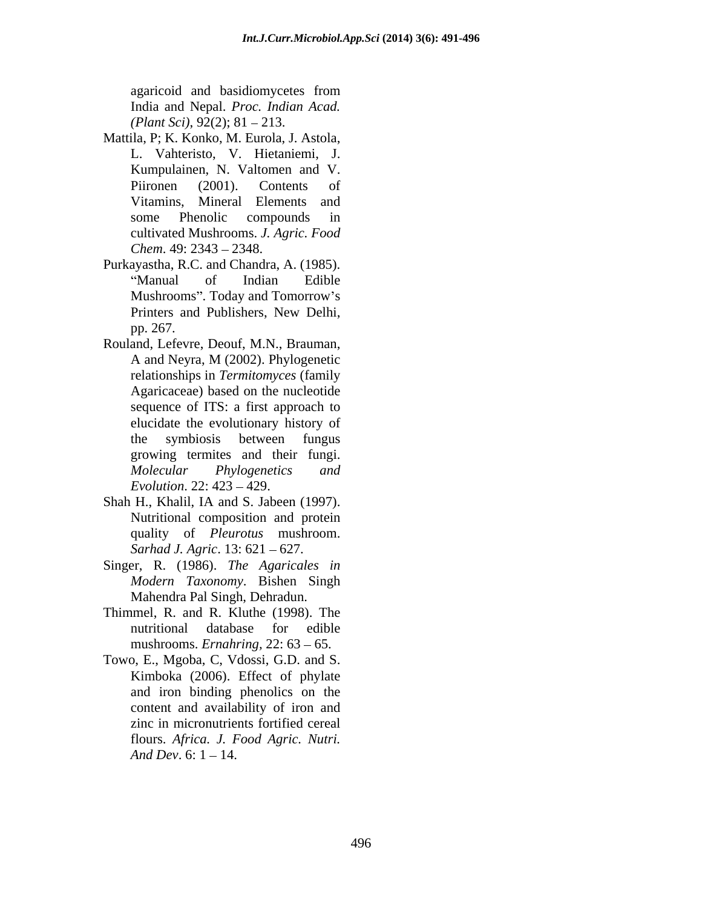agaricoid and basidiomycetes from India and Nepal. *Proc. Indian Acad. (Plant Sci)*, 92(2); 81 – 213.

Mattila, P; K. Konko, M. Eurola, J. Astola, L. Vahteristo, V. Hietaniemi, J. Kumpulainen, N. Valtomen and V. Piironen (2001). Contents of Vitamins, Mineral Elements and some Phenolic compounds in cultivated Mushrooms. *J. Agric. Food Chem*. 49: 2343 – 2348.

Purkayastha, R.C. and Chandra, A. (1985). "Manual of Indian Edible Mushrooms". Today and Tomorrow's Printers and Publishers, New Delhi, pp. 267.

Rouland, Lefevre, Deouf, M.N., Brauman, A and Neyra, M (2002). Phylogenetic relationships in *Termitomyces* (family Agaricaceae) based on the nucleotide sequence of ITS: a first approach to elucidate the evolutionary history of the symbiosis between fungus growing termites and their fungi. *Molecular Phylogenetics and Evolution*. 22: 423 – 429.

Shah H., Khalil, IA and S. Jabeen (1997). Nutritional composition and protein quality of *Pleurotus* mushroom. *Sarhad J. Agric*. 13: 621 – 627.

Singer, R. (1986). *The Agaricales in Modern Taxonomy*. Bishen Singh Mahendra Pal Singh, Dehradun.

Thimmel, R. and R. Kluthe (1998). The nutritional database for edible mushrooms. *Ernahring*, 22: 63 – 65.

Towo, E., Mgoba, C, Vdossi, G.D. and S. Kimboka (2006). Effect of phylate and iron binding phenolics on the content and availability of iron and zinc in micronutrients fortified cereal flours. *Africa. J. Food Agric. Nutri. And Dev*. 6: 1 – 14.